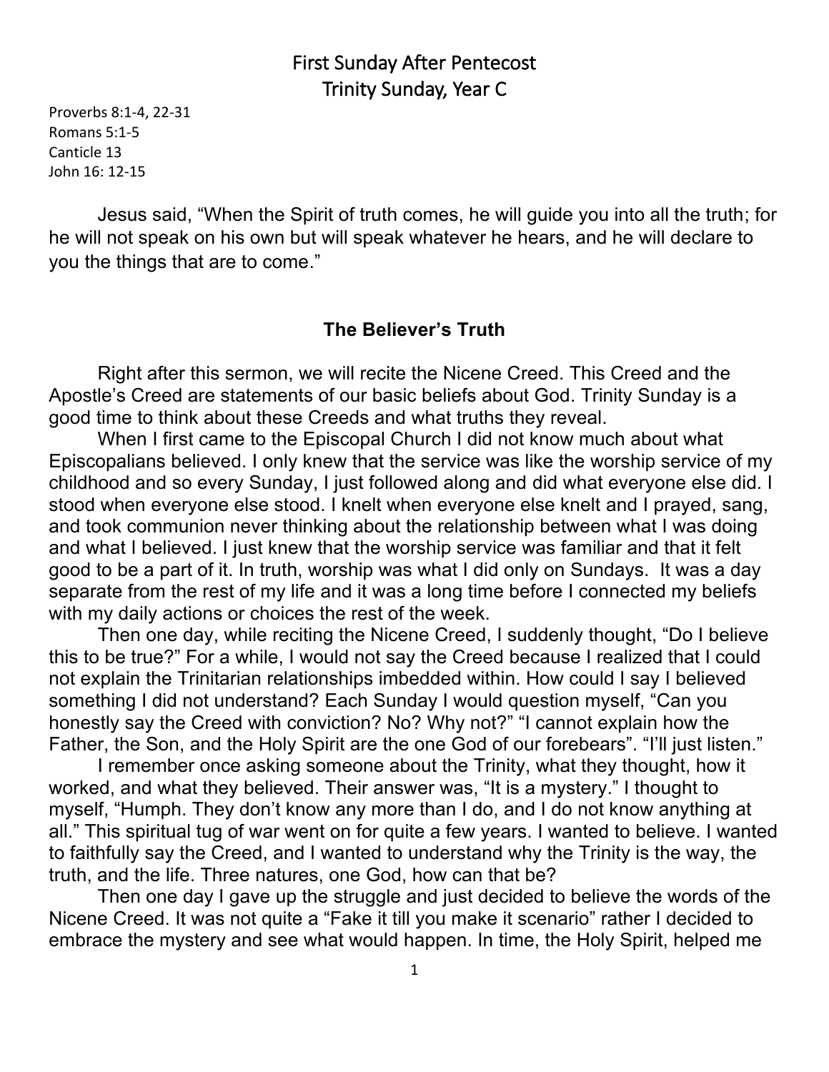# First Sunday After Pentecost
# Trinity Sunday, Year C

Proverbs 8:1-4, 22-31
Romans 5:1-5
Canticle 13
John 16: 12-15

Jesus said, "When the Spirit of truth comes, he will guide you into all the truth; for he will not speak on his own but will speak whatever he hears, and he will declare to you the things that are to come."

## The Believer's Truth

Right after this sermon, we will recite the Nicene Creed. This Creed and the Apostle's Creed are statements of our basic beliefs about God. Trinity Sunday is a good time to think about these Creeds and what truths they reveal.

When I first came to the Episcopal Church I did not know much about what Episcopalians believed. I only knew that the service was like the worship service of my childhood and so every Sunday, I just followed along and did what everyone else did. I stood when everyone else stood. I knelt when everyone else knelt and I prayed, sang, and took communion never thinking about the relationship between what I was doing and what I believed. I just knew that the worship service was familiar and that it felt good to be a part of it. In truth, worship was what I did only on Sundays. It was a day separate from the rest of my life and it was a long time before I connected my beliefs with my daily actions or choices the rest of the week.

Then one day, while reciting the Nicene Creed, I suddenly thought, "Do I believe this to be true?" For a while, I would not say the Creed because I realized that I could not explain the Trinitarian relationships imbedded within. How could I say I believed something I did not understand? Each Sunday I would question myself, "Can you honestly say the Creed with conviction? No? Why not?" "I cannot explain how the Father, the Son, and the Holy Spirit are the one God of our forebears". "I'll just listen."

I remember once asking someone about the Trinity, what they thought, how it worked, and what they believed. Their answer was, "It is a mystery." I thought to myself, "Humph. They don't know any more than I do, and I do not know anything at all." This spiritual tug of war went on for quite a few years. I wanted to believe. I wanted to faithfully say the Creed, and I wanted to understand why the Trinity is the way, the truth, and the life. Three natures, one God, how can that be?

Then one day I gave up the struggle and just decided to believe the words of the Nicene Creed. It was not quite a "Fake it till you make it scenario" rather I decided to embrace the mystery and see what would happen. In time, the Holy Spirit, helped me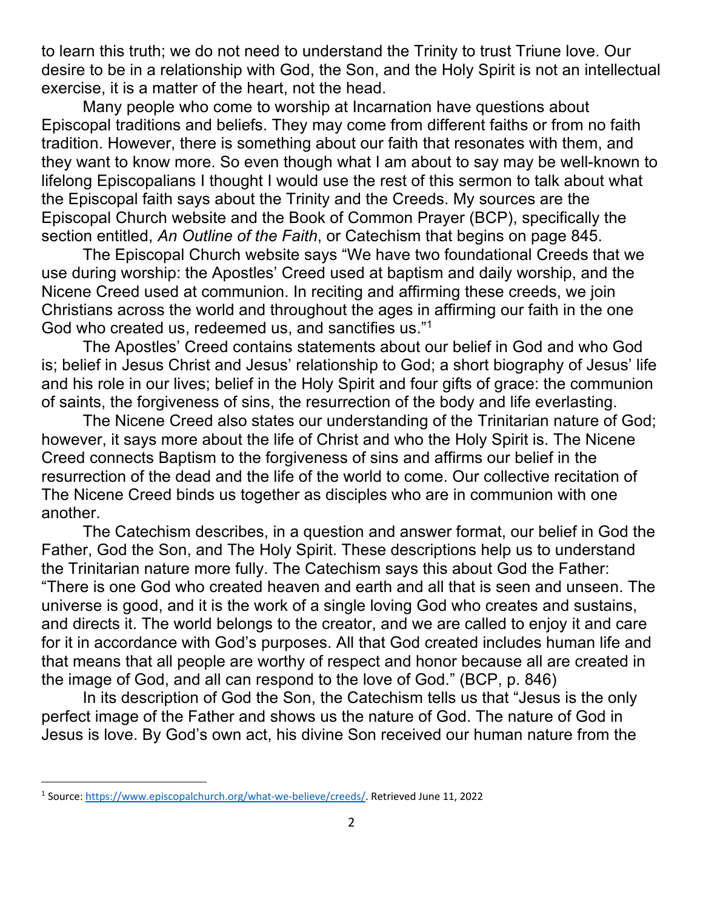to learn this truth; we do not need to understand the Trinity to trust Triune love. Our desire to be in a relationship with God, the Son, and the Holy Spirit is not an intellectual exercise, it is a matter of the heart, not the head.

Many people who come to worship at Incarnation have questions about Episcopal traditions and beliefs. They may come from different faiths or from no faith tradition. However, there is something about our faith that resonates with them, and they want to know more. So even though what I am about to say may be well-known to lifelong Episcopalians I thought I would use the rest of this sermon to talk about what the Episcopal faith says about the Trinity and the Creeds. My sources are the Episcopal Church website and the Book of Common Prayer (BCP), specifically the section entitled, *An Outline of the Faith*, or Catechism that begins on page 845.

The Episcopal Church website says "We have two foundational Creeds that we use during worship: the Apostles' Creed used at baptism and daily worship, and the Nicene Creed used at communion. In reciting and affirming these creeds, we join Christians across the world and throughout the ages in affirming our faith in the one God who created us, redeemed us, and sanctifies us."[1]

The Apostles' Creed contains statements about our belief in God and who God is; belief in Jesus Christ and Jesus' relationship to God; a short biography of Jesus' life and his role in our lives; belief in the Holy Spirit and four gifts of grace: the communion of saints, the forgiveness of sins, the resurrection of the body and life everlasting.

The Nicene Creed also states our understanding of the Trinitarian nature of God; however, it says more about the life of Christ and who the Holy Spirit is. The Nicene Creed connects Baptism to the forgiveness of sins and affirms our belief in the resurrection of the dead and the life of the world to come. Our collective recitation of The Nicene Creed binds us together as disciples who are in communion with one another.

The Catechism describes, in a question and answer format, our belief in God the Father, God the Son, and The Holy Spirit. These descriptions help us to understand the Trinitarian nature more fully. The Catechism says this about God the Father: "There is one God who created heaven and earth and all that is seen and unseen. The universe is good, and it is the work of a single loving God who creates and sustains, and directs it. The world belongs to the creator, and we are called to enjoy it and care for it in accordance with God's purposes. All that God created includes human life and that means that all people are worthy of respect and honor because all are created in the image of God, and all can respond to the love of God." (BCP, p. 846)

In its description of God the Son, the Catechism tells us that "Jesus is the only perfect image of the Father and shows us the nature of God. The nature of God in Jesus is love. By God's own act, his divine Son received our human nature from the

[1] Source: https://www.episcopalchurch.org/what-we-believe/creeds/. Retrieved June 11, 2022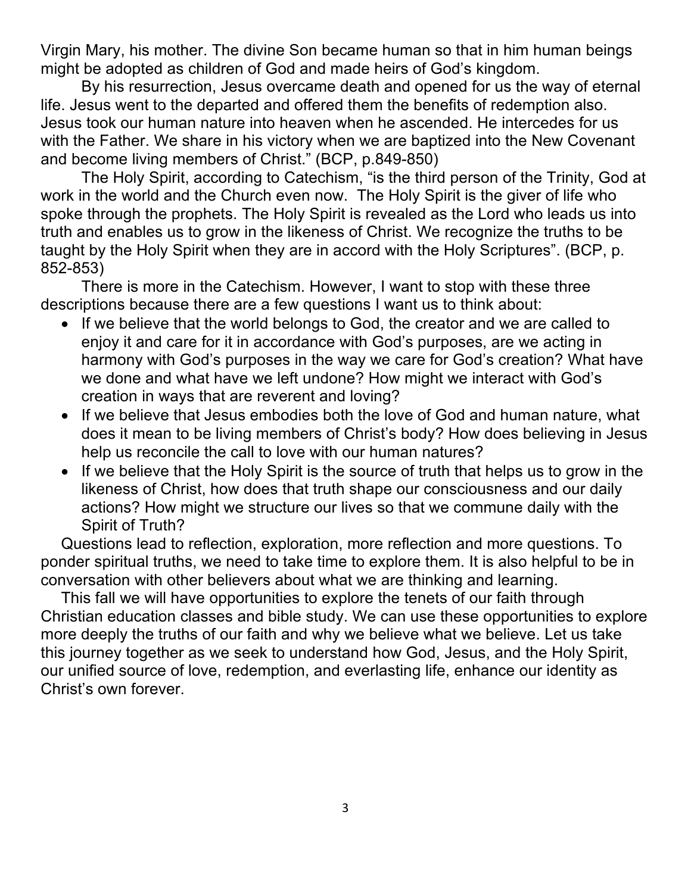Virgin Mary, his mother. The divine Son became human so that in him human beings might be adopted as children of God and made heirs of God's kingdom.

By his resurrection, Jesus overcame death and opened for us the way of eternal life. Jesus went to the departed and offered them the benefits of redemption also. Jesus took our human nature into heaven when he ascended. He intercedes for us with the Father. We share in his victory when we are baptized into the New Covenant and become living members of Christ." (BCP, p.849-850)

The Holy Spirit, according to Catechism, "is the third person of the Trinity, God at work in the world and the Church even now. The Holy Spirit is the giver of life who spoke through the prophets. The Holy Spirit is revealed as the Lord who leads us into truth and enables us to grow in the likeness of Christ. We recognize the truths to be taught by the Holy Spirit when they are in accord with the Holy Scriptures". (BCP, p. 852-853)

There is more in the Catechism. However, I want to stop with these three descriptions because there are a few questions I want us to think about:

- If we believe that the world belongs to God, the creator and we are called to enjoy it and care for it in accordance with God's purposes, are we acting in harmony with God's purposes in the way we care for God's creation? What have we done and what have we left undone? How might we interact with God's creation in ways that are reverent and loving?
- If we believe that Jesus embodies both the love of God and human nature, what does it mean to be living members of Christ's body? How does believing in Jesus help us reconcile the call to love with our human natures?
- If we believe that the Holy Spirit is the source of truth that helps us to grow in the likeness of Christ, how does that truth shape our consciousness and our daily actions? How might we structure our lives so that we commune daily with the Spirit of Truth?

Questions lead to reflection, exploration, more reflection and more questions. To ponder spiritual truths, we need to take time to explore them. It is also helpful to be in conversation with other believers about what we are thinking and learning.

This fall we will have opportunities to explore the tenets of our faith through Christian education classes and bible study. We can use these opportunities to explore more deeply the truths of our faith and why we believe what we believe. Let us take this journey together as we seek to understand how God, Jesus, and the Holy Spirit, our unified source of love, redemption, and everlasting life, enhance our identity as Christ's own forever.